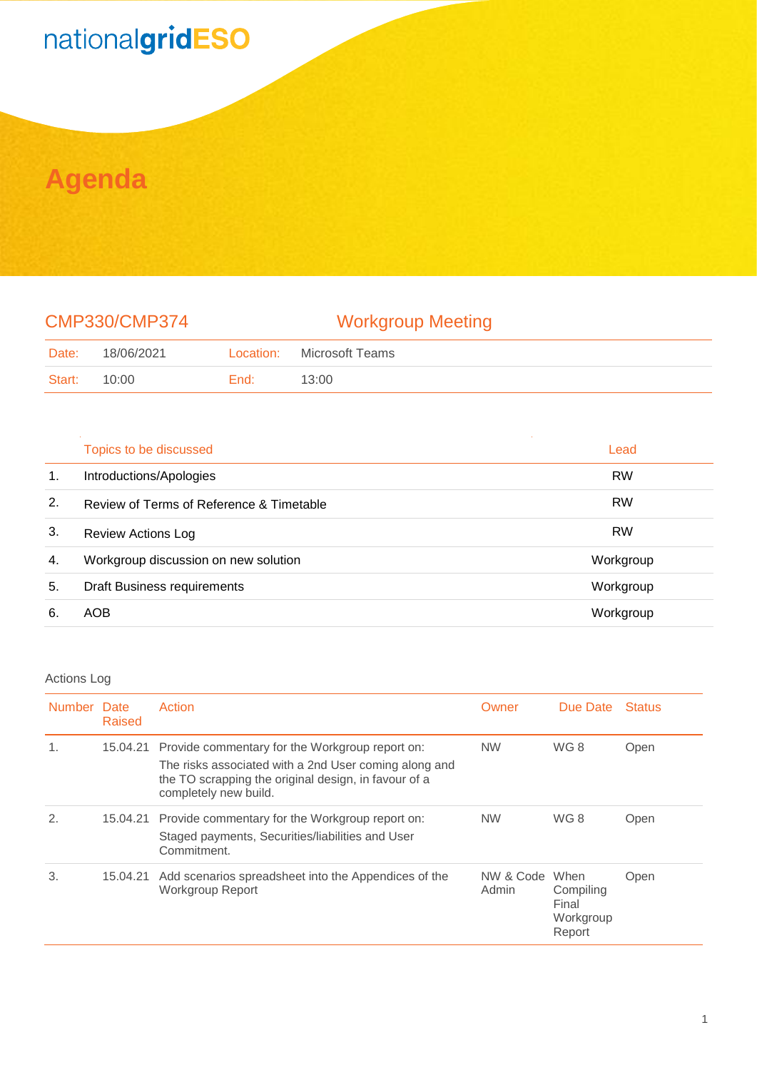nationalgridESO

# Agenda

## CMP330/CMP374 — Workgroup Meeting

| Date: | 18/06/2021 | Location: | Microsoft Teams |
|---|---|---|---|
| Start: | 10:00 | End: | 13:00 |

| | Topics to be discussed | Lead |
|---|---|---|
| 1. | Introductions/Apologies | RW |
| 2. | Review of Terms of Reference & Timetable | RW |
| 3. | Review Actions Log | RW |
| 4. | Workgroup discussion on new solution | Workgroup |
| 5. | Draft Business requirements | Workgroup |
| 6. | AOB | Workgroup |

Actions Log

| Number | Date Raised | Action | Owner | Due Date | Status |
|---|---|---|---|---|---|
| 1. | 15.04.21 | Provide commentary for the Workgroup report on: The risks associated with a 2nd User coming along and the TO scrapping the original design, in favour of a completely new build. | NW | WG 8 | Open |
| 2. | 15.04.21 | Provide commentary for the Workgroup report on: Staged payments, Securities/liabilities and User Commitment. | NW | WG 8 | Open |
| 3. | 15.04.21 | Add scenarios spreadsheet into the Appendices of the Workgroup Report | NW & Code Admin | When Compiling Final Workgroup Report | Open |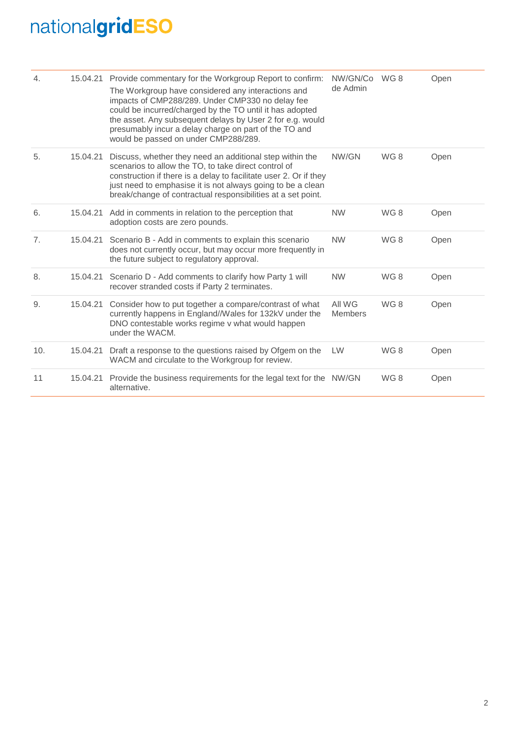| | | | | | |
|---|---|---|---|---|---|
| 4. | 15.04.21 | Provide commentary for the Workgroup Report to confirm: The Workgroup have considered any interactions and impacts of CMP288/289. Under CMP330 no delay fee could be incurred/charged by the TO until it has adopted the asset. Any subsequent delays by User 2 for e.g. would presumably incur a delay charge on part of the TO and would be passed on under CMP288/289. | NW/GN/Code Admin | WG 8 | Open |
| 5. | 15.04.21 | Discuss, whether they need an additional step within the scenarios to allow the TO, to take direct control of construction if there is a delay to facilitate user 2. Or if they just need to emphasise it is not always going to be a clean break/change of contractual responsibilities at a set point. | NW/GN | WG 8 | Open |
| 6. | 15.04.21 | Add in comments in relation to the perception that adoption costs are zero pounds. | NW | WG 8 | Open |
| 7. | 15.04.21 | Scenario B - Add in comments to explain this scenario does not currently occur, but may occur more frequently in the future subject to regulatory approval. | NW | WG 8 | Open |
| 8. | 15.04.21 | Scenario D - Add comments to clarify how Party 1 will recover stranded costs if Party 2 terminates. | NW | WG 8 | Open |
| 9. | 15.04.21 | Consider how to put together a compare/contrast of what currently happens in England//Wales for 132kV under the DNO contestable works regime v what would happen under the WACM. | All WG Members | WG 8 | Open |
| 10. | 15.04.21 | Draft a response to the questions raised by Ofgem on the WACM and circulate to the Workgroup for review. | LW | WG 8 | Open |
| 11 | 15.04.21 | Provide the business requirements for the legal text for the alternative. | NW/GN | WG 8 | Open |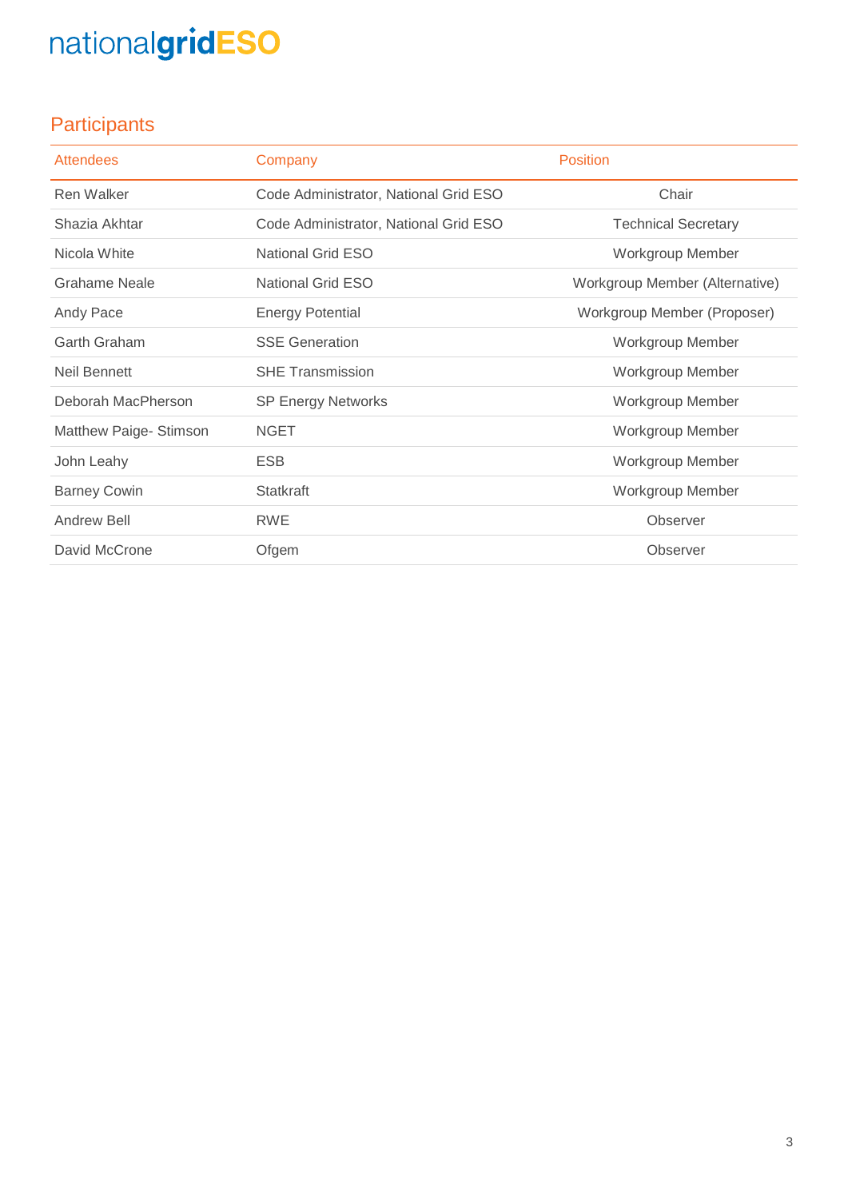## Participants

| Attendees | Company | Position |
| --- | --- | --- |
| Ren Walker | Code Administrator, National Grid ESO | Chair |
| Shazia Akhtar | Code Administrator, National Grid ESO | Technical Secretary |
| Nicola White | National Grid ESO | Workgroup Member |
| Grahame Neale | National Grid ESO | Workgroup Member (Alternative) |
| Andy Pace | Energy Potential | Workgroup Member (Proposer) |
| Garth Graham | SSE Generation | Workgroup Member |
| Neil Bennett | SHE Transmission | Workgroup Member |
| Deborah MacPherson | SP Energy Networks | Workgroup Member |
| Matthew Paige- Stimson | NGET | Workgroup Member |
| John Leahy | ESB | Workgroup Member |
| Barney Cowin | Statkraft | Workgroup Member |
| Andrew Bell | RWE | Observer |
| David McCrone | Ofgem | Observer |